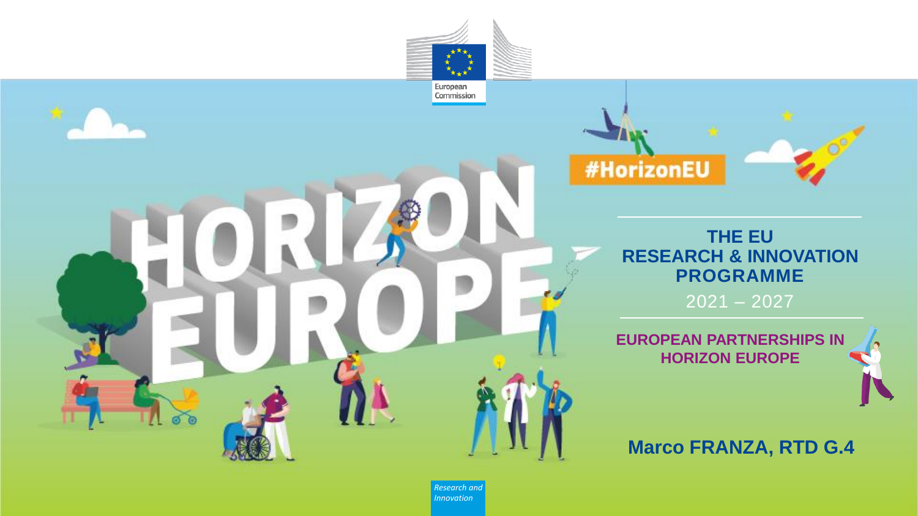European Commission

# HORIZON EUROPE

#HorizonEU

## THE EU RESEARCH & INNOVATION PROGRAMME

2021 – 2027

## EUROPEAN PARTNERSHIPS IN HORIZON EUROPE

**Marco FRANZA, RTD G.4**

*Research and Innovation*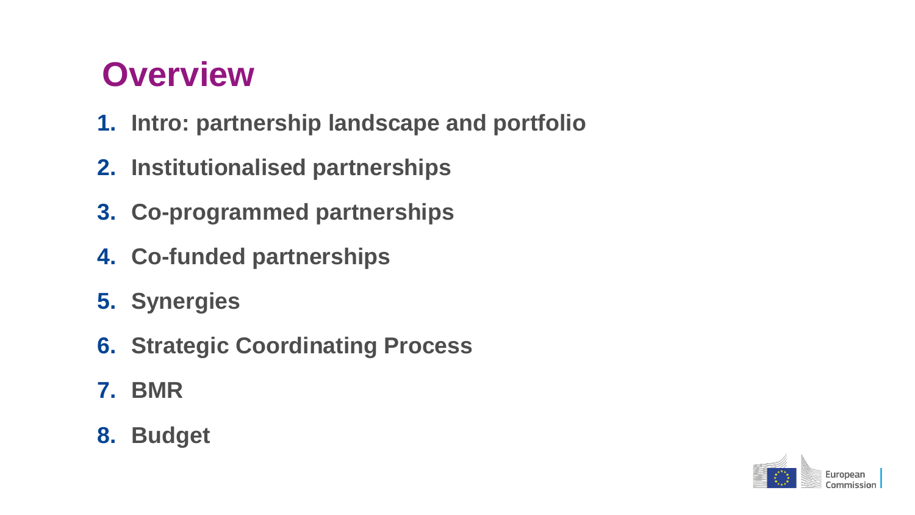# Overview

1. **Intro: partnership landscape and portfolio**
2. **Institutionalised partnerships**
3. **Co-programmed partnerships**
4. **Co-funded partnerships**
5. **Synergies**
6. **Strategic Coordinating Process**
7. **BMR**
8. **Budget**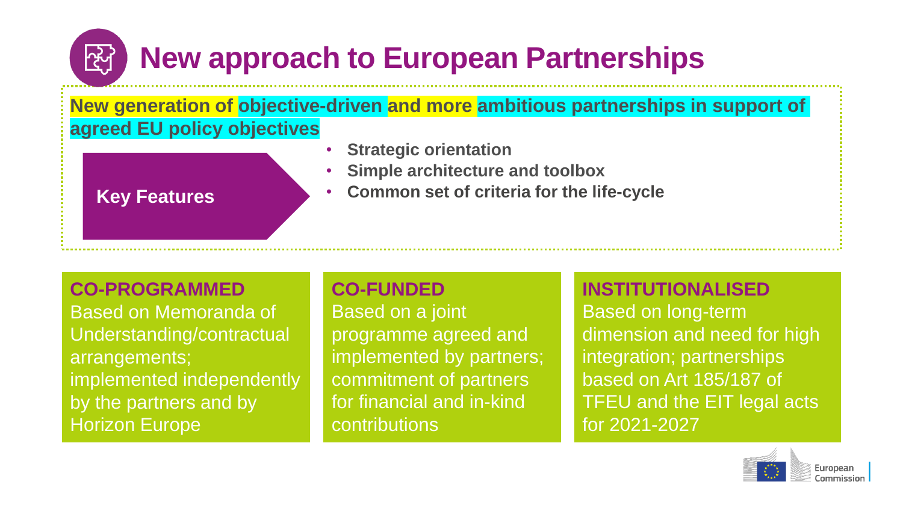# New approach to European Partnerships

**New generation of objective-driven and more ambitious partnerships in support of agreed EU policy objectives**

**Key Features**

- **Strategic orientation**
- **Simple architecture and toolbox**
- **Common set of criteria for the life-cycle**

### CO-PROGRAMMED

Based on Memoranda of Understanding/contractual arrangements; implemented independently by the partners and by Horizon Europe

### CO-FUNDED

Based on a joint programme agreed and implemented by partners; commitment of partners for financial and in-kind contributions

### INSTITUTIONALISED

Based on long-term dimension and need for high integration; partnerships based on Art 185/187 of TFEU and the EIT legal acts for 2021-2027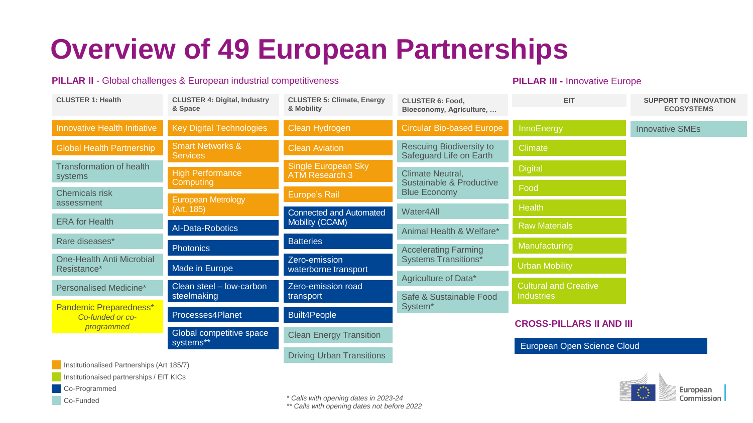# Overview of 49 European Partnerships

## PILLAR II - Global challenges & European industrial competitiveness

| CLUSTER 1: Health | CLUSTER 4: Digital, Industry & Space | CLUSTER 5: Climate, Energy & Mobility | CLUSTER 6: Food, Bioeconomy, Agriculture, … |
|---|---|---|---|
| Innovative Health Initiative | Key Digital Technologies | Clean Hydrogen | Circular Bio-based Europe |
| Global Health Partnership | Smart Networks & Services | Clean Aviation | Rescuing Biodiversity to Safeguard Life on Earth |
| Transformation of health systems | High Performance Computing | Single European Sky ATM Research 3 | Climate Neutral, Sustainable & Productive Blue Economy |
| Chemicals risk assessment | European Metrology (Art. 185) | Europe's Rail | Water4All |
| ERA for Health | AI-Data-Robotics | Connected and Automated Mobility (CCAM) | Animal Health & Welfare* |
| Rare diseases* | Photonics | Batteries | Accelerating Farming Systems Transitions* |
| One-Health Anti Microbial Resistance* | Made in Europe | Zero-emission waterborne transport | Agriculture of Data* |
| Personalised Medicine* | Clean steel – low-carbon steelmaking | Zero-emission road transport | Safe & Sustainable Food System* |
| Pandemic Preparedness* *Co-funded or co-programmed* | Processes4Planet | Built4People | |
| | Global competitive space systems** | Clean Energy Transition | |
| | | Driving Urban Transitions | |

## PILLAR III - Innovative Europe

| EIT | SUPPORT TO INNOVATION ECOSYSTEMS |
|---|---|
| InnoEnergy | Innovative SMEs |
| Climate | |
| Digital | |
| Food | |
| Health | |
| Raw Materials | |
| Manufacturing | |
| Urban Mobility | |
| Cultural and Creative Industries | |

## CROSS-PILLARS II AND III

European Open Science Cloud

Legend:
- Institutionalised Partnerships (Art 185/7)
- Institutionaised partnerships / EIT KICs
- Co-Programmed
- Co-Funded

*\* Calls with opening dates in 2023-24*
*\*\* Calls with opening dates not before 2022*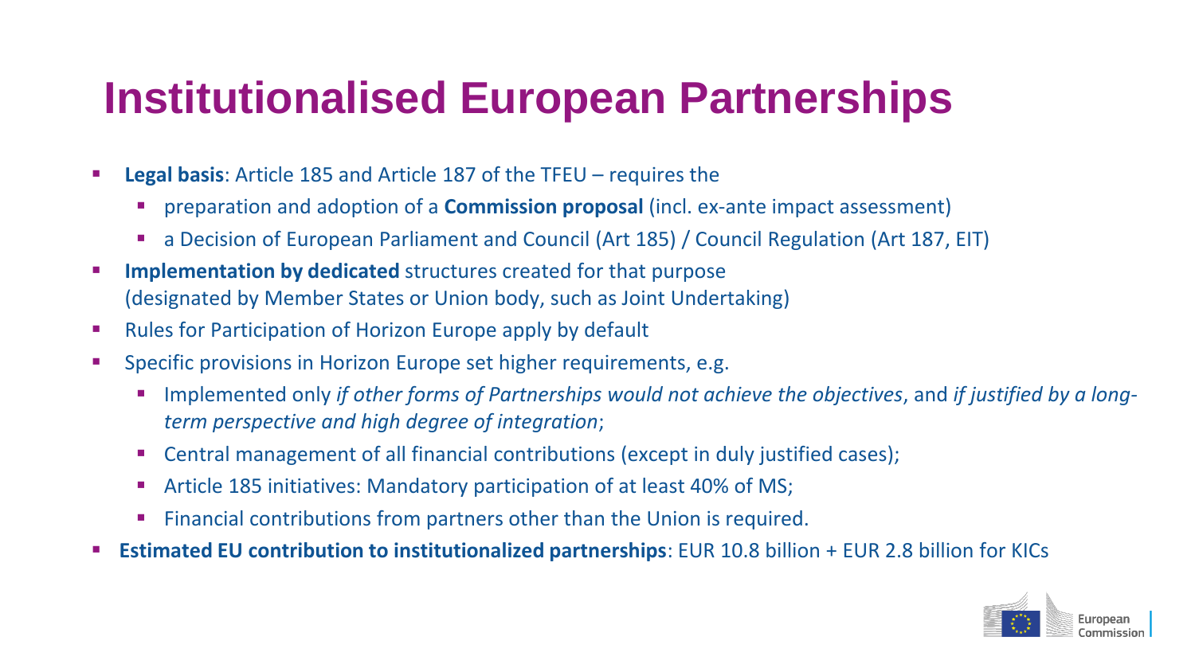# Institutionalised European Partnerships

- **Legal basis**: Article 185 and Article 187 of the TFEU – requires the
  - preparation and adoption of a **Commission proposal** (incl. ex-ante impact assessment)
  - a Decision of European Parliament and Council (Art 185) / Council Regulation (Art 187, EIT)
- **Implementation by dedicated** structures created for that purpose (designated by Member States or Union body, such as Joint Undertaking)
- Rules for Participation of Horizon Europe apply by default
- Specific provisions in Horizon Europe set higher requirements, e.g.
  - Implemented only *if other forms of Partnerships would not achieve the objectives*, and *if justified by a long-term perspective and high degree of integration*;
  - Central management of all financial contributions (except in duly justified cases);
  - Article 185 initiatives: Mandatory participation of at least 40% of MS;
  - Financial contributions from partners other than the Union is required.
- **Estimated EU contribution to institutionalized partnerships**: EUR 10.8 billion + EUR 2.8 billion for KICs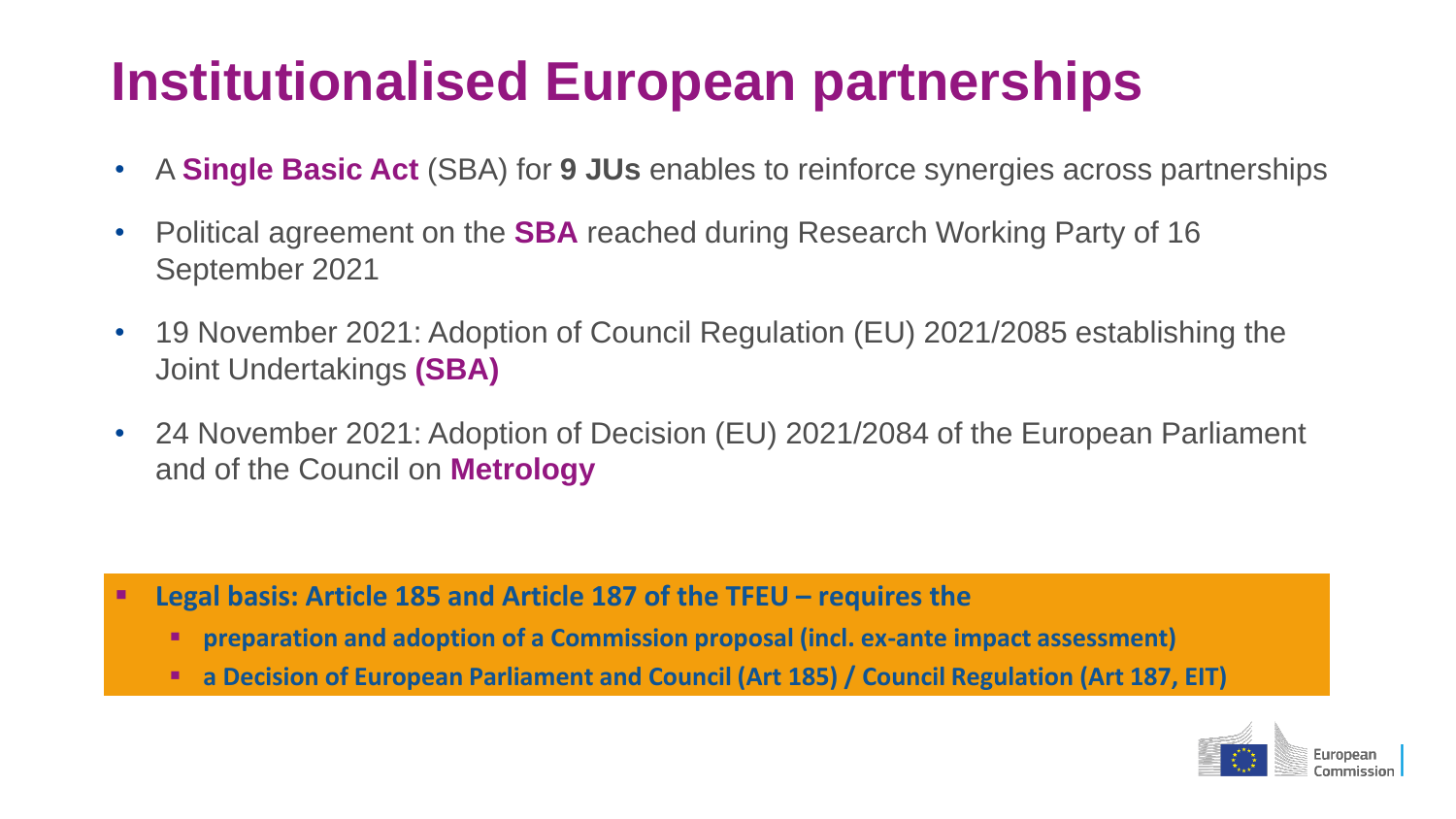# Institutionalised European partnerships

- A **Single Basic Act** (SBA) for **9 JUs** enables to reinforce synergies across partnerships
- Political agreement on the **SBA** reached during Research Working Party of 16 September 2021
- 19 November 2021: Adoption of Council Regulation (EU) 2021/2085 establishing the Joint Undertakings **(SBA)**
- 24 November 2021: Adoption of Decision (EU) 2021/2084 of the European Parliament and of the Council on **Metrology**

- **Legal basis: Article 185 and Article 187 of the TFEU – requires the**
  - **preparation and adoption of a Commission proposal (incl. ex-ante impact assessment)**
  - **a Decision of European Parliament and Council (Art 185) / Council Regulation (Art 187, EIT)**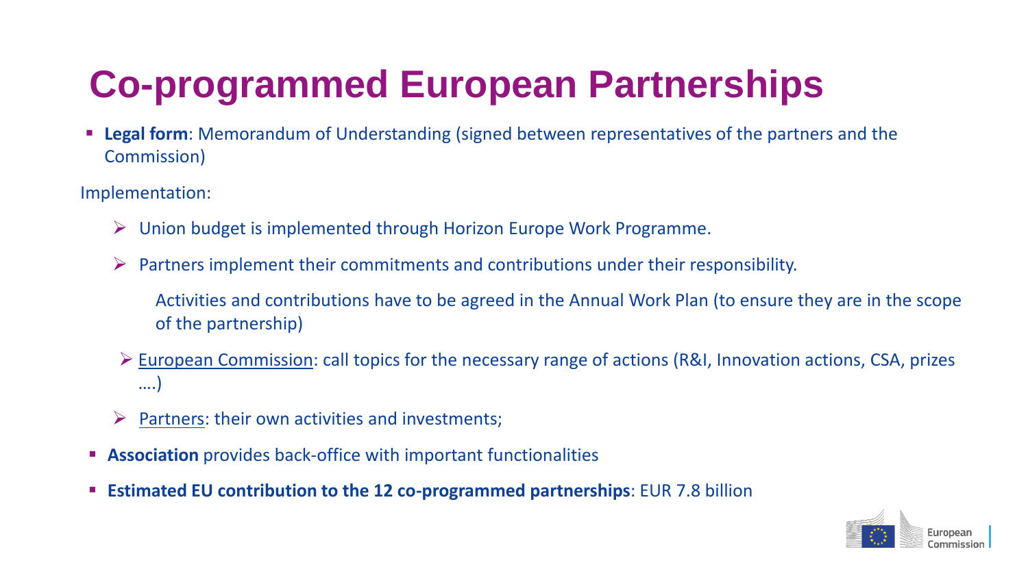# Co-programmed European Partnerships

- **Legal form**: Memorandum of Understanding (signed between representatives of the partners and the Commission)

Implementation:

- Union budget is implemented through Horizon Europe Work Programme.
- Partners implement their commitments and contributions under their responsibility.

  Activities and contributions have to be agreed in the Annual Work Plan (to ensure they are in the scope of the partnership)

- European Commission: call topics for the necessary range of actions (R&I, Innovation actions, CSA, prizes ….)
- Partners: their own activities and investments;

- **Association** provides back-office with important functionalities
- **Estimated EU contribution to the 12 co-programmed partnerships**: EUR 7.8 billion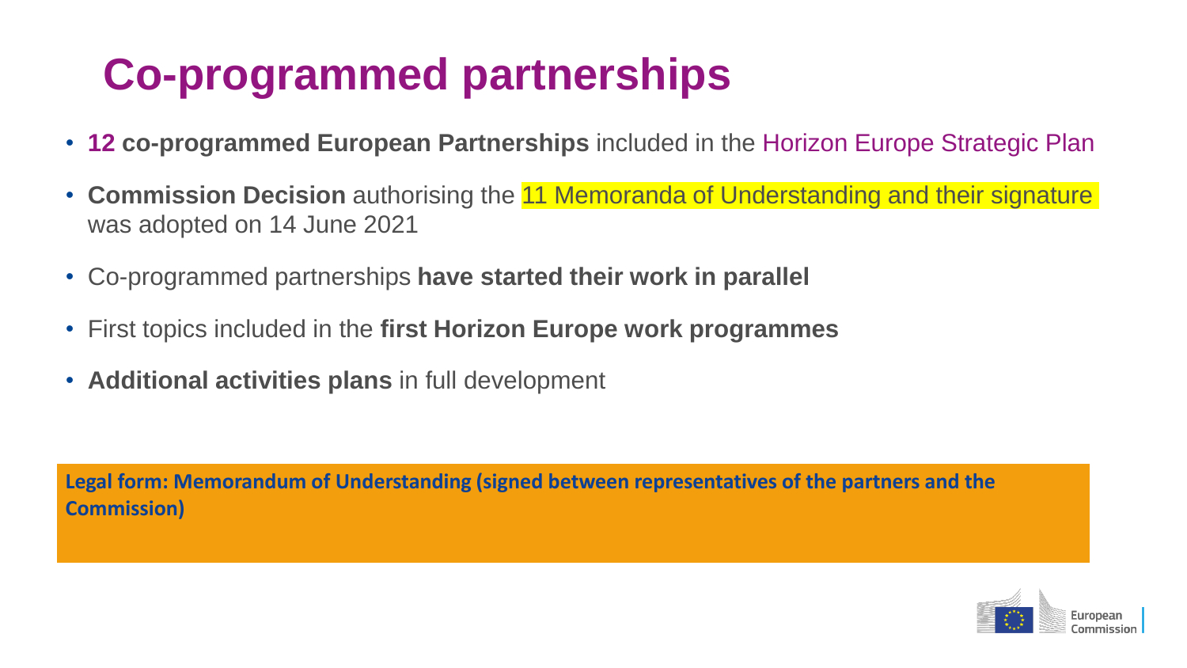# Co-programmed partnerships

- **12 co-programmed European Partnerships** included in the Horizon Europe Strategic Plan
- **Commission Decision** authorising the 11 Memoranda of Understanding and their signature was adopted on 14 June 2021
- Co-programmed partnerships **have started their work in parallel**
- First topics included in the **first Horizon Europe work programmes**
- **Additional activities plans** in full development

**Legal form: Memorandum of Understanding (signed between representatives of the partners and the Commission)**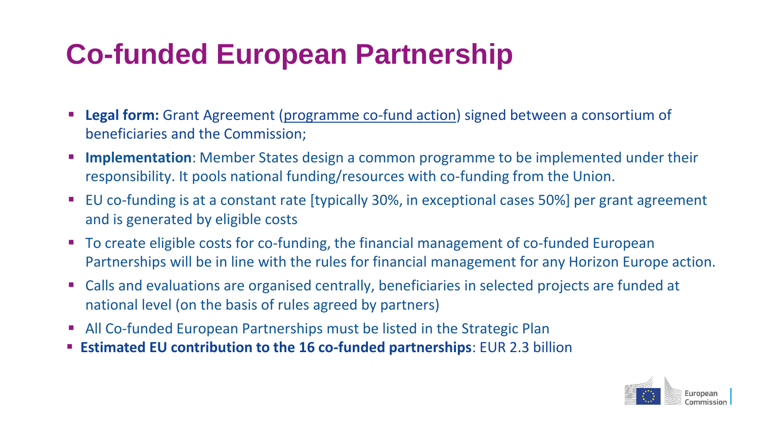# Co-funded European Partnership

- **Legal form:** Grant Agreement (programme co-fund action) signed between a consortium of beneficiaries and the Commission;
- **Implementation**: Member States design a common programme to be implemented under their responsibility. It pools national funding/resources with co-funding from the Union.
- EU co-funding is at a constant rate [typically 30%, in exceptional cases 50%] per grant agreement and is generated by eligible costs
- To create eligible costs for co-funding, the financial management of co-funded European Partnerships will be in line with the rules for financial management for any Horizon Europe action.
- Calls and evaluations are organised centrally, beneficiaries in selected projects are funded at national level (on the basis of rules agreed by partners)
- All Co-funded European Partnerships must be listed in the Strategic Plan
- **Estimated EU contribution to the 16 co-funded partnerships**: EUR 2.3 billion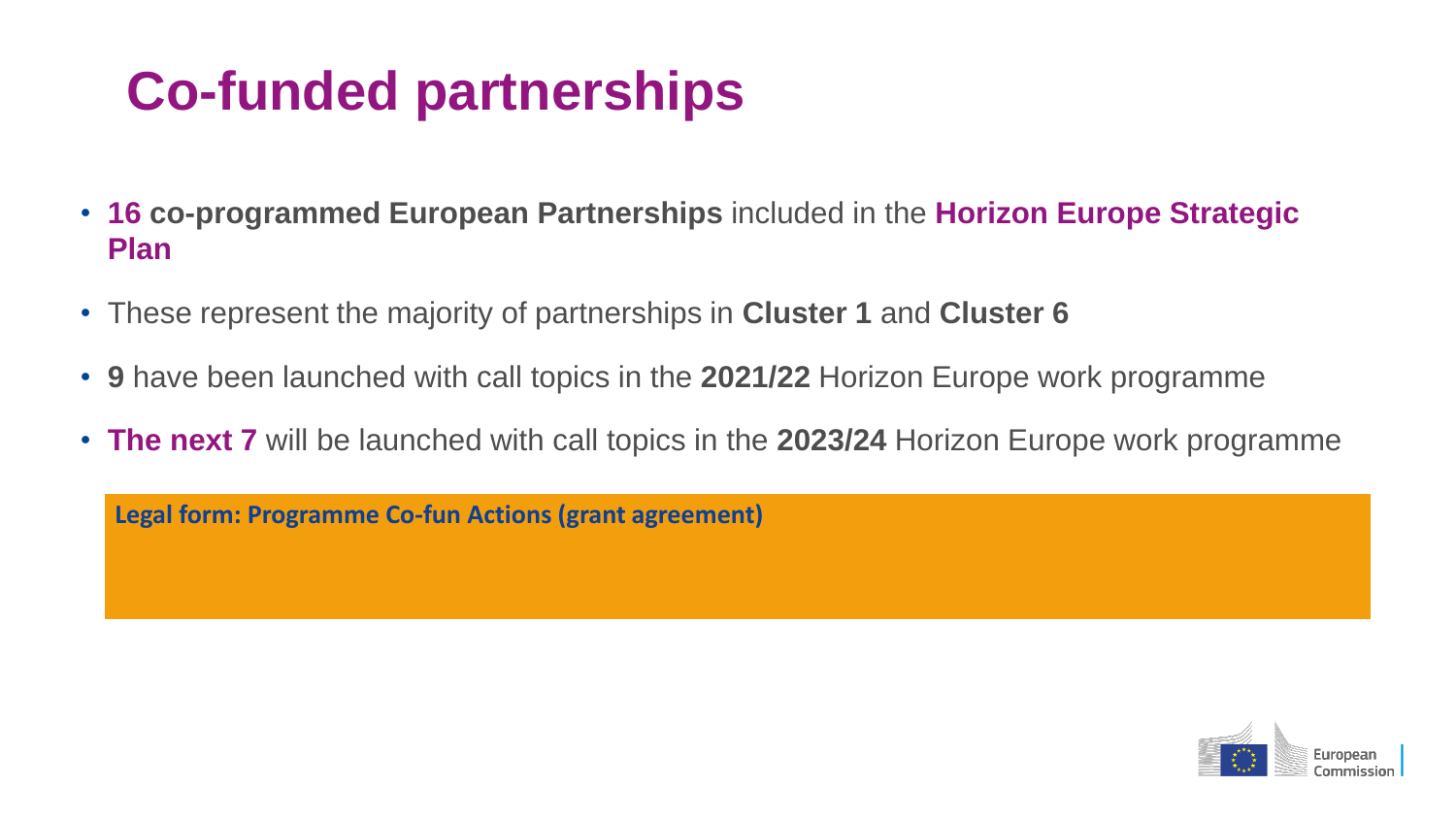# Co-funded partnerships

- **16 co-programmed European Partnerships** included in the **Horizon Europe Strategic Plan**
- These represent the majority of partnerships in **Cluster 1** and **Cluster 6**
- **9** have been launched with call topics in the **2021/22** Horizon Europe work programme
- **The next 7** will be launched with call topics in the **2023/24** Horizon Europe work programme

**Legal form: Programme Co-fun Actions (grant agreement)**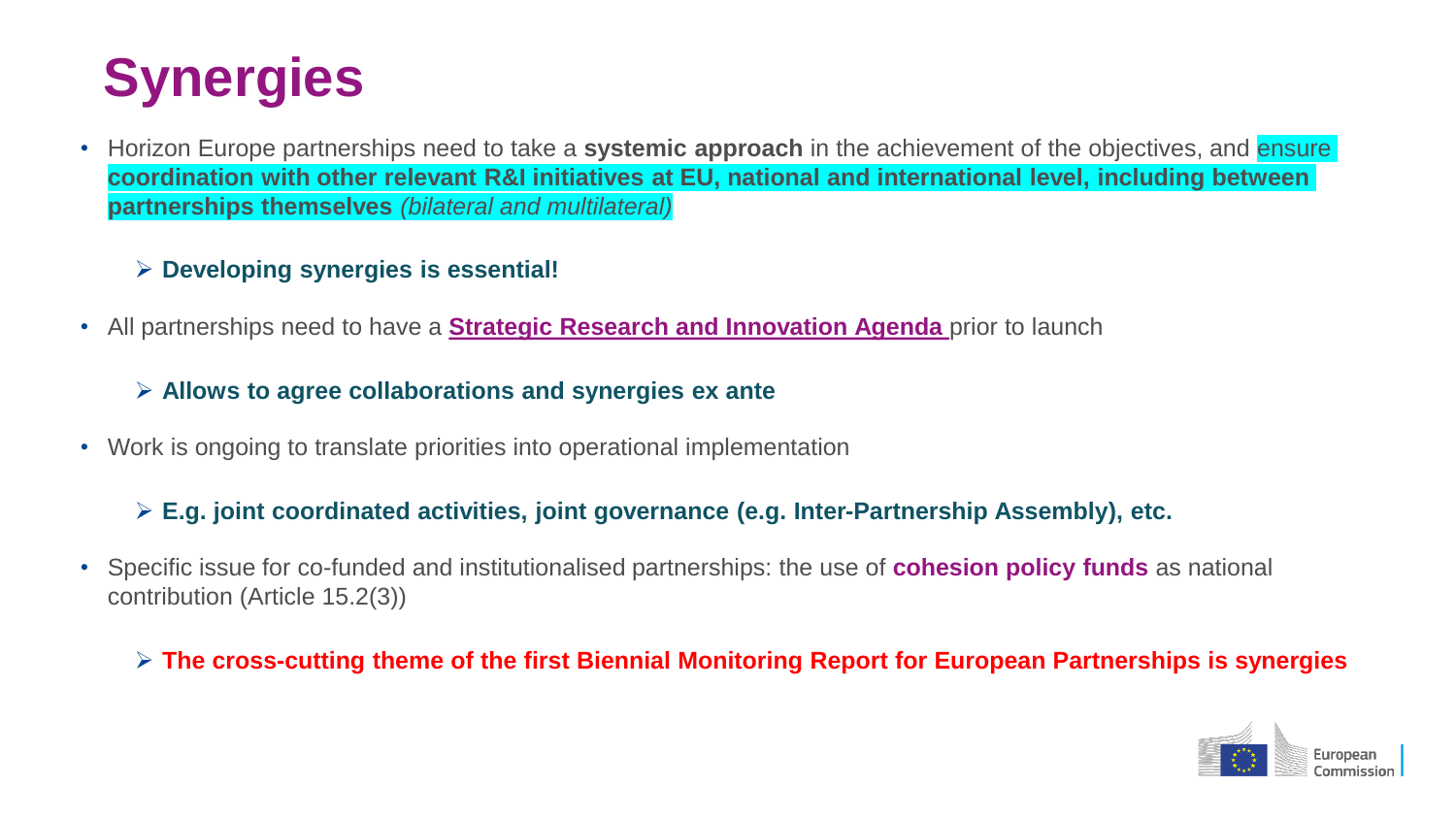# Synergies

- Horizon Europe partnerships need to take a **systemic approach** in the achievement of the objectives, and ensure **coordination with other relevant R&I initiatives at EU, national and international level, including between partnerships themselves** *(bilateral and multilateral)*

  - **Developing synergies is essential!**

- All partnerships need to have a **Strategic Research and Innovation Agenda** prior to launch

  - **Allows to agree collaborations and synergies ex ante**

- Work is ongoing to translate priorities into operational implementation

  - **E.g. joint coordinated activities, joint governance (e.g. Inter-Partnership Assembly), etc.**

- Specific issue for co-funded and institutionalised partnerships: the use of **cohesion policy funds** as national contribution (Article 15.2(3))

  - **The cross-cutting theme of the first Biennial Monitoring Report for European Partnerships is synergies**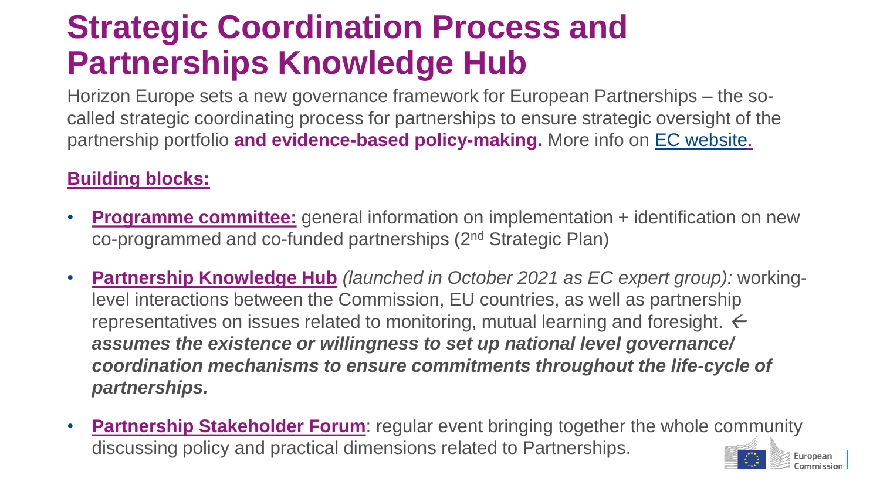# Strategic Coordination Process and Partnerships Knowledge Hub

Horizon Europe sets a new governance framework for European Partnerships – the so-called strategic coordinating process for partnerships to ensure strategic oversight of the partnership portfolio **and evidence-based policy-making.** More info on EC website.

**Building blocks:**

- **Programme committee:** general information on implementation + identification on new co-programmed and co-funded partnerships (2nd Strategic Plan)
- **Partnership Knowledge Hub** *(launched in October 2021 as EC expert group):* working-level interactions between the Commission, EU countries, as well as partnership representatives on issues related to monitoring, mutual learning and foresight. ← ***assumes the existence or willingness to set up national level governance/ coordination mechanisms to ensure commitments throughout the life-cycle of partnerships.***
- **Partnership Stakeholder Forum**: regular event bringing together the whole community discussing policy and practical dimensions related to Partnerships.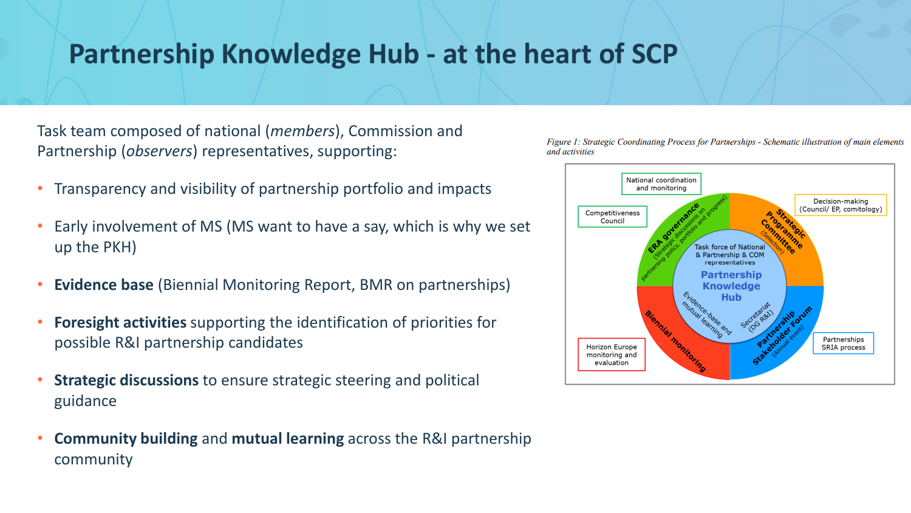# Partnership Knowledge Hub - at the heart of SCP

Task team composed of national (*members*), Commission and Partnership (*observers*) representatives, supporting:

- Transparency and visibility of partnership portfolio and impacts
- Early involvement of MS (MS want to have a say, which is why we set up the PKH)
- **Evidence base** (Biennial Monitoring Report, BMR on partnerships)
- **Foresight activities** supporting the identification of priorities for possible R&I partnership candidates
- **Strategic discussions** to ensure strategic steering and political guidance
- **Community building** and **mutual learning** across the R&I partnership community

*Figure 1: Strategic Coordinating Process for Partnerships - Schematic illustration of main elements and activities*

National coordination and monitoring

Competitiveness Council

Decision-making (Council/ EP, comitology)

ERA governance (Strategic discussions on partnership policy, portfolio and progress)

Strategic Programme Committee (Selection)

Task force of National & Partnership & COM representatives

Partnership Knowledge Hub

Evidence-base and mutual learning

Secretariat (DG R&I)

Biennial monitoring

Partnership Stakeholder Forum (Annual event)

Horizon Europe monitoring and evaluation

Partnerships SRIA process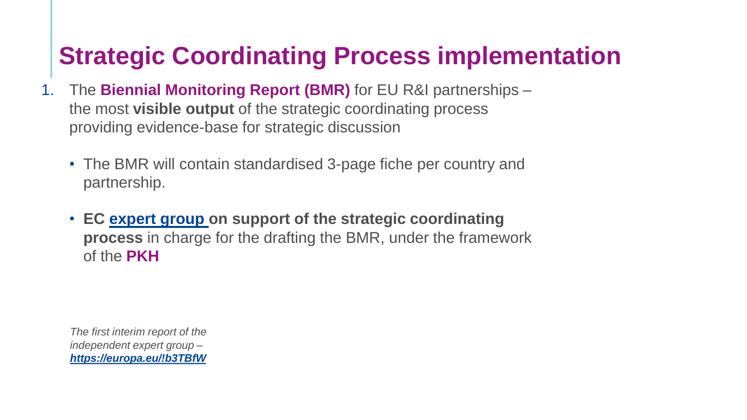# Strategic Coordinating Process implementation

1. The **Biennial Monitoring Report (BMR)** for EU R&I partnerships – the most **visible output** of the strategic coordinating process providing evidence-base for strategic discussion

    - The BMR will contain standardised 3-page fiche per country and partnership.
    - **EC expert group on support of the strategic coordinating process** in charge for the drafting the BMR, under the framework of the **PKH**

*The first interim report of the independent expert group – **https://europa.eu/!b3TBfW***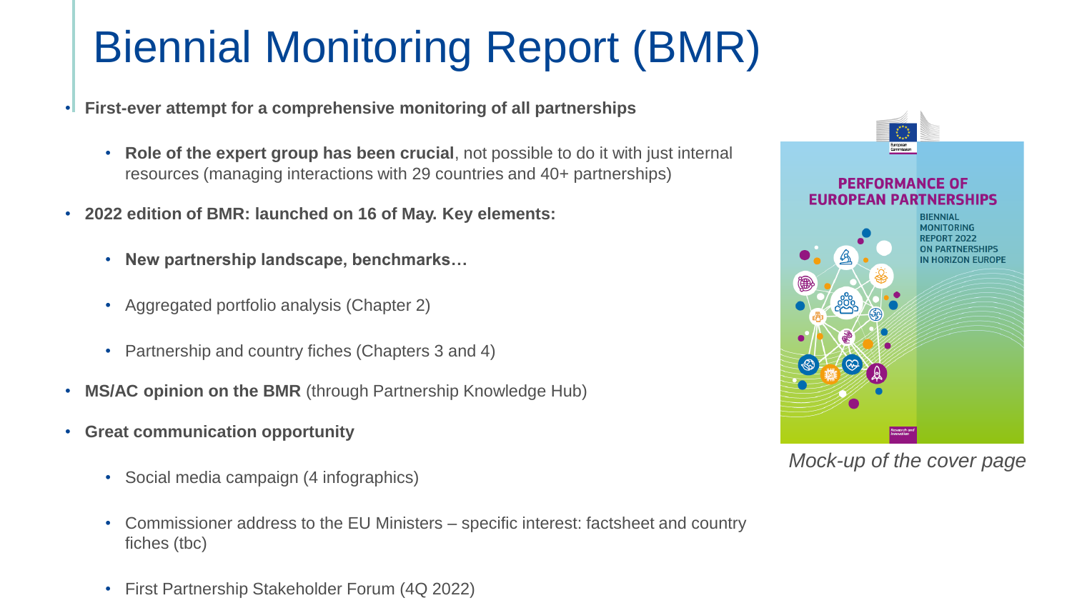# Biennial Monitoring Report (BMR)

- **First-ever attempt for a comprehensive monitoring of all partnerships**
  - **Role of the expert group has been crucial**, not possible to do it with just internal resources (managing interactions with 29 countries and 40+ partnerships)
- **2022 edition of BMR: launched on 16 of May. Key elements:**
  - **New partnership landscape, benchmarks…**
  - Aggregated portfolio analysis (Chapter 2)
  - Partnership and country fiches (Chapters 3 and 4)
- **MS/AC opinion on the BMR** (through Partnership Knowledge Hub)
- **Great communication opportunity**
  - Social media campaign (4 infographics)
  - Commissioner address to the EU Ministers – specific interest: factsheet and country fiches (tbc)
  - First Partnership Stakeholder Forum (4Q 2022)

PERFORMANCE OF EUROPEAN PARTNERSHIPS

BIENNIAL MONITORING REPORT 2022 ON PARTNERSHIPS IN HORIZON EUROPE

*Mock-up of the cover page*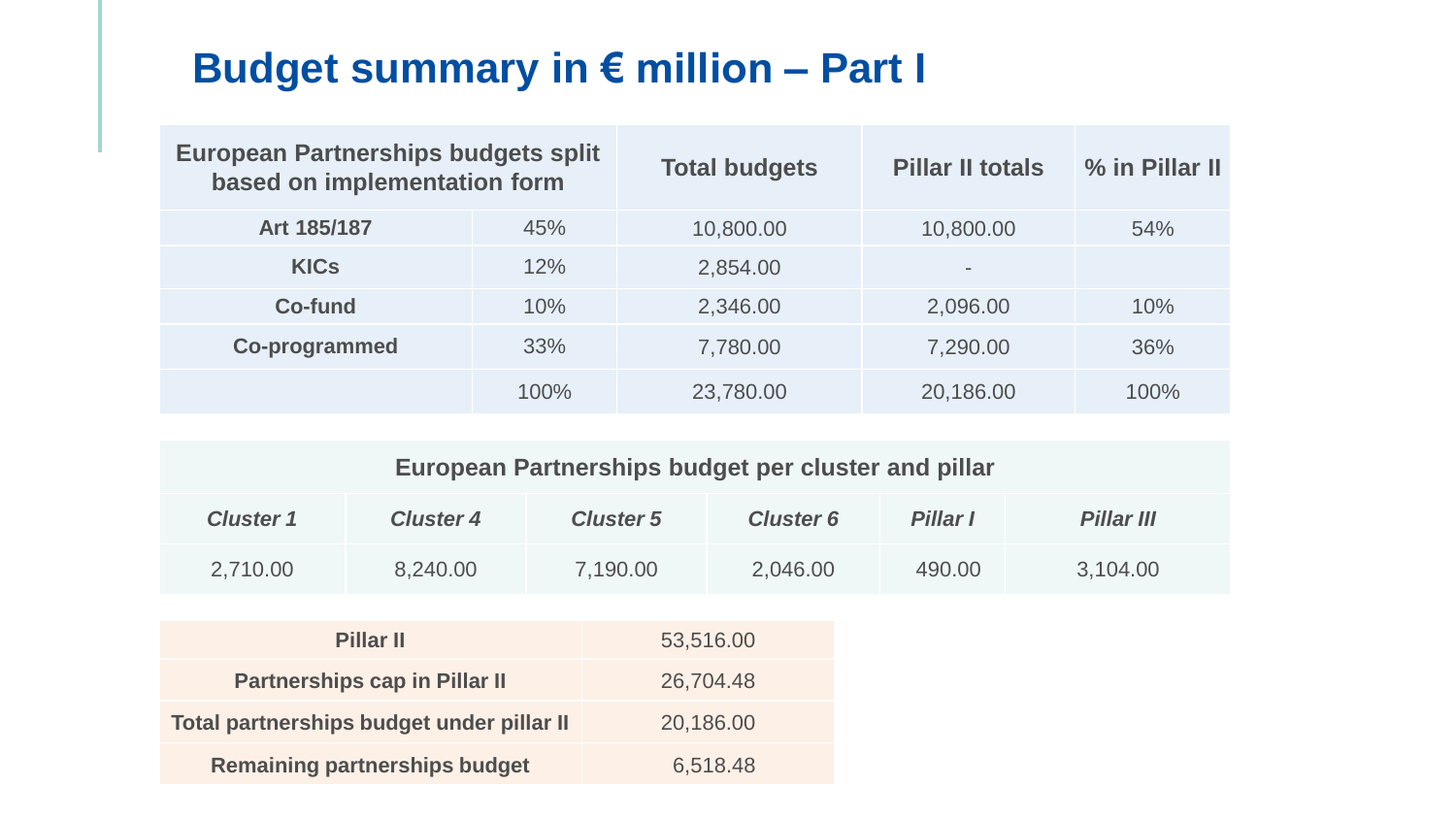# Budget summary in € million – Part I

| European Partnerships budgets split based on implementation form | | Total budgets | Pillar II totals | % in Pillar II |
|---|---|---|---|---|
| **Art 185/187** | 45% | 10,800.00 | 10,800.00 | 54% |
| **KICs** | 12% | 2,854.00 | - | |
| **Co-fund** | 10% | 2,346.00 | 2,096.00 | 10% |
| **Co-programmed** | 33% | 7,780.00 | 7,290.00 | 36% |
| | 100% | 23,780.00 | 20,186.00 | 100% |

| European Partnerships budget per cluster and pillar | | | | | |
|---|---|---|---|---|---|
| ***Cluster 1*** | ***Cluster 4*** | ***Cluster 5*** | ***Cluster 6*** | ***Pillar I*** | ***Pillar III*** |
| 2,710.00 | 8,240.00 | 7,190.00 | 2,046.00 | 490.00 | 3,104.00 |

| | |
|---|---|
| **Pillar II** | 53,516.00 |
| **Partnerships cap in Pillar II** | 26,704.48 |
| **Total partnerships budget under pillar II** | 20,186.00 |
| **Remaining partnerships budget** | 6,518.48 |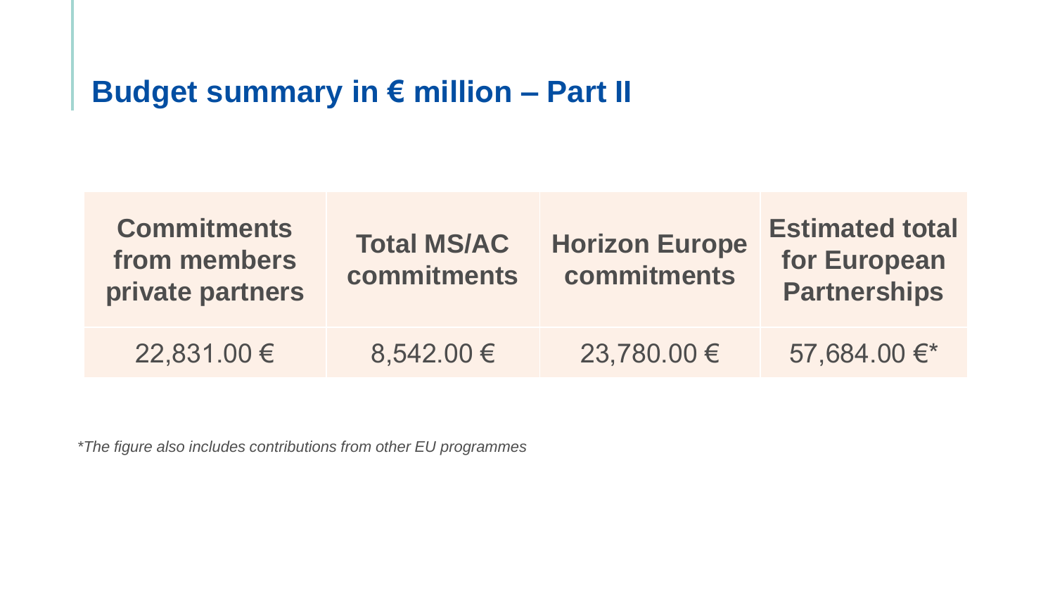# Budget summary in € million – Part II

| Commitments from members private partners | Total MS/AC commitments | Horizon Europe commitments | Estimated total for European Partnerships |
| --- | --- | --- | --- |
| 22,831.00 € | 8,542.00 € | 23,780.00 € | 57,684.00 €* |

*The figure also includes contributions from other EU programmes*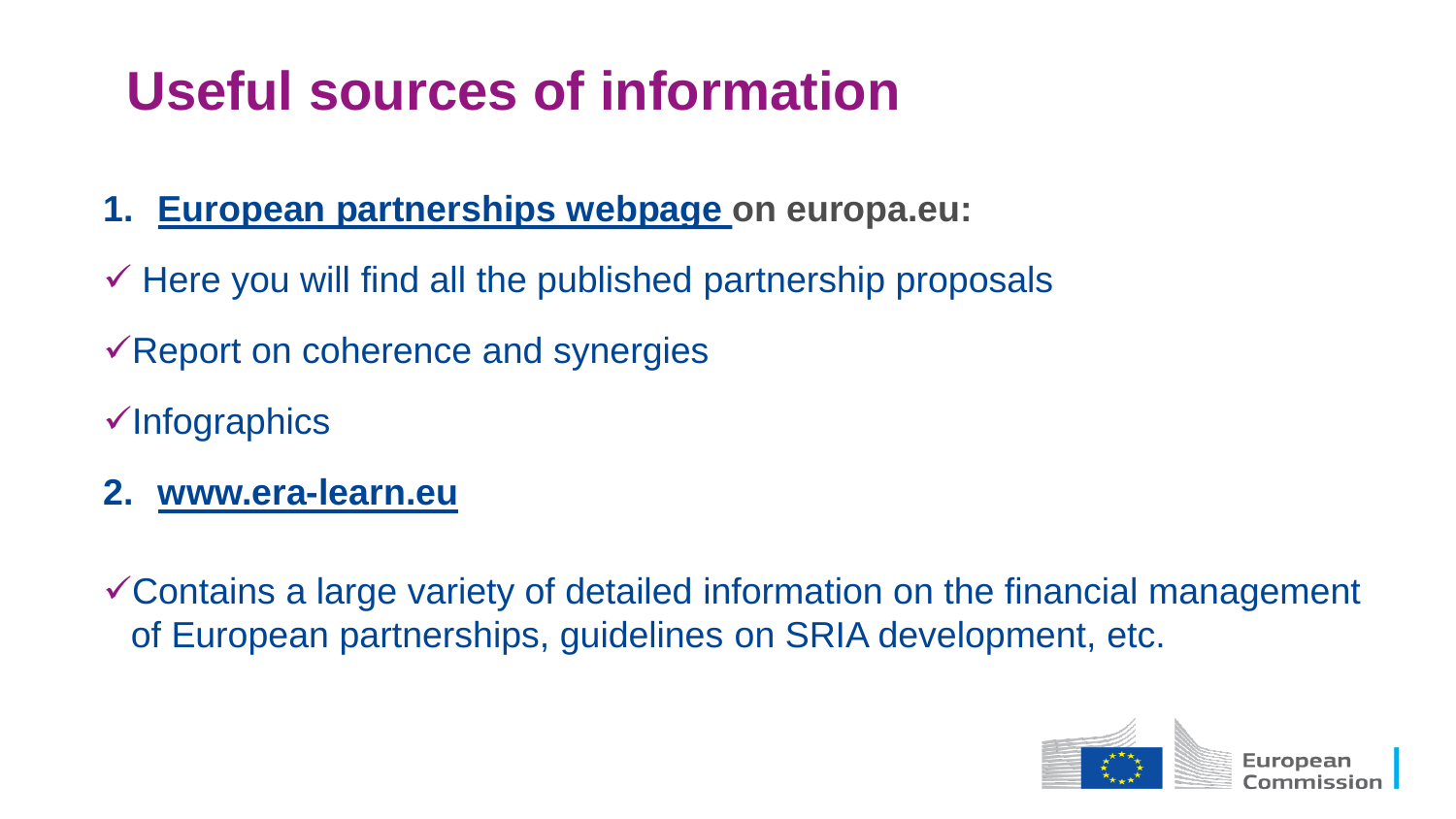# Useful sources of information

1. **European partnerships webpage on europa.eu:**

✓ Here you will find all the published partnership proposals

✓Report on coherence and synergies

✓Infographics

2. **www.era-learn.eu**

✓Contains a large variety of detailed information on the financial management of European partnerships, guidelines on SRIA development, etc.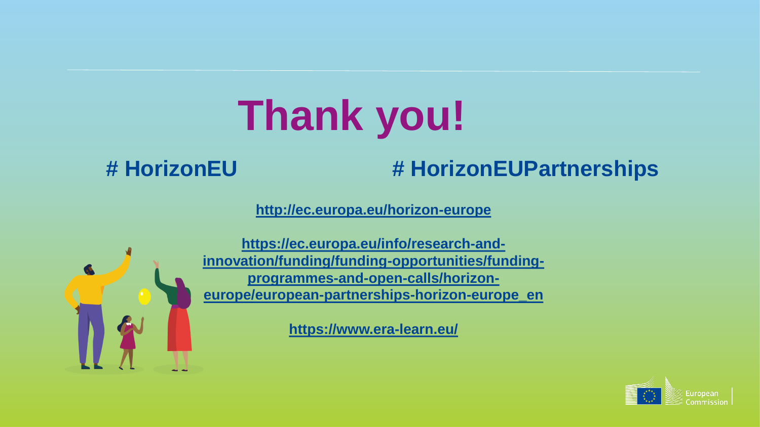# Thank you!

**# HorizonEU**

**# HorizonEUPartnerships**

**http://ec.europa.eu/horizon-europe**

**https://ec.europa.eu/info/research-and-innovation/funding/funding-opportunities/funding-programmes-and-open-calls/horizon-europe/european-partnerships-horizon-europe_en**

**https://www.era-learn.eu/**